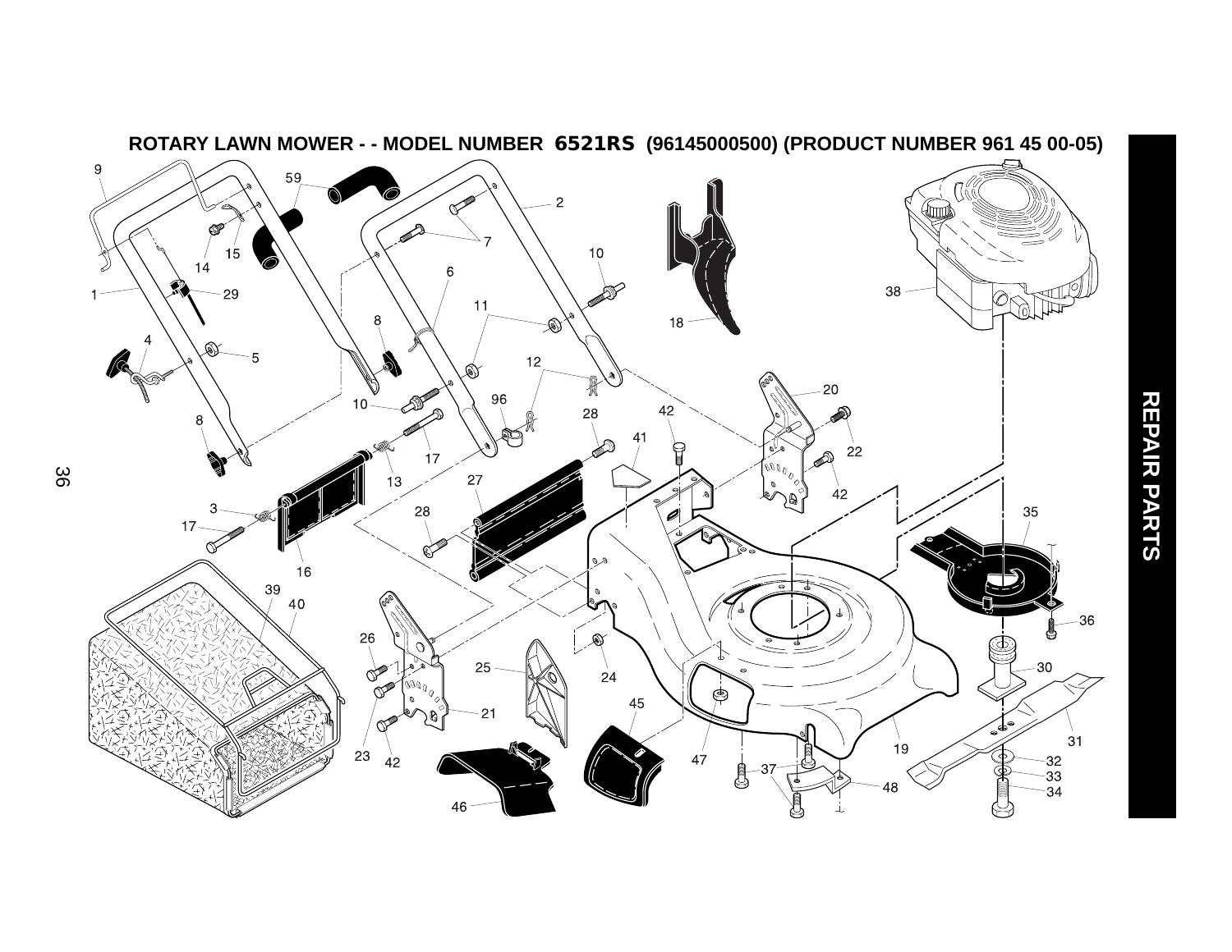## ROTARY LAWN MOWER - - MODEL NUMBER 6521RS (96145000500) (PRODUCT NUMBER 961 45 00-05)

REPAIR PARTS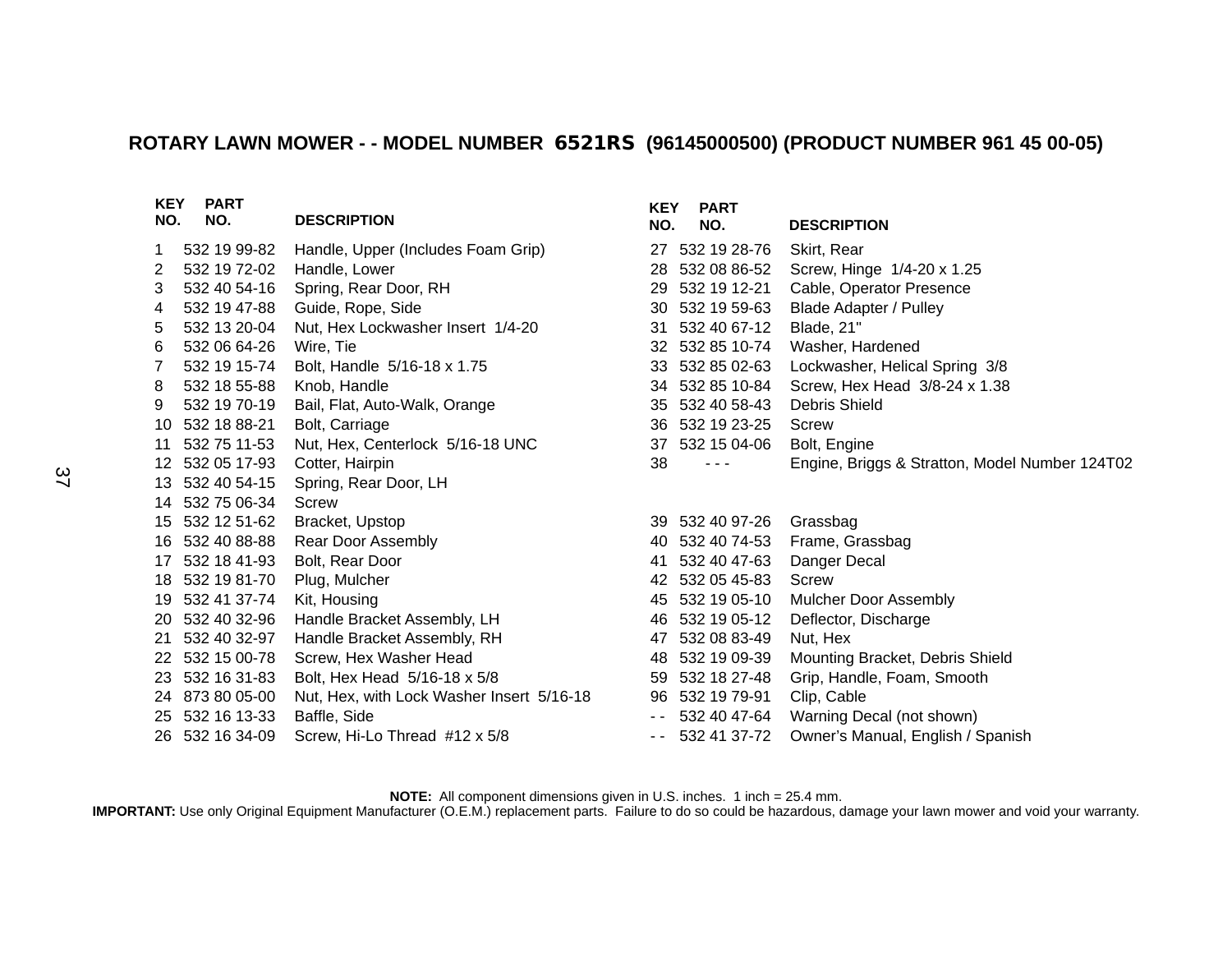## ROTARY LAWN MOWER - - MODEL NUMBER 6521RS (96145000500) (PRODUCT NUMBER 961 45 00-05)

| KEY NO. | PART NO. | DESCRIPTION |
|---|---|---|
| 1 | 532 19 99-82 | Handle, Upper (Includes Foam Grip) |
| 2 | 532 19 72-02 | Handle, Lower |
| 3 | 532 40 54-16 | Spring, Rear Door, RH |
| 4 | 532 19 47-88 | Guide, Rope, Side |
| 5 | 532 13 20-04 | Nut, Hex Lockwasher Insert 1/4-20 |
| 6 | 532 06 64-26 | Wire, Tie |
| 7 | 532 19 15-74 | Bolt, Handle 5/16-18 x 1.75 |
| 8 | 532 18 55-88 | Knob, Handle |
| 9 | 532 19 70-19 | Bail, Flat, Auto-Walk, Orange |
| 10 | 532 18 88-21 | Bolt, Carriage |
| 11 | 532 75 11-53 | Nut, Hex, Centerlock 5/16-18 UNC |
| 12 | 532 05 17-93 | Cotter, Hairpin |
| 13 | 532 40 54-15 | Spring, Rear Door, LH |
| 14 | 532 75 06-34 | Screw |
| 15 | 532 12 51-62 | Bracket, Upstop |
| 16 | 532 40 88-88 | Rear Door Assembly |
| 17 | 532 18 41-93 | Bolt, Rear Door |
| 18 | 532 19 81-70 | Plug, Mulcher |
| 19 | 532 41 37-74 | Kit, Housing |
| 20 | 532 40 32-96 | Handle Bracket Assembly, LH |
| 21 | 532 40 32-97 | Handle Bracket Assembly, RH |
| 22 | 532 15 00-78 | Screw, Hex Washer Head |
| 23 | 532 16 31-83 | Bolt, Hex Head 5/16-18 x 5/8 |
| 24 | 873 80 05-00 | Nut, Hex, with Lock Washer Insert 5/16-18 |
| 25 | 532 16 13-33 | Baffle, Side |
| 26 | 532 16 34-09 | Screw, Hi-Lo Thread #12 x 5/8 |
| 27 | 532 19 28-76 | Skirt, Rear |
| 28 | 532 08 86-52 | Screw, Hinge 1/4-20 x 1.25 |
| 29 | 532 19 12-21 | Cable, Operator Presence |
| 30 | 532 19 59-63 | Blade Adapter / Pulley |
| 31 | 532 40 67-12 | Blade, 21" |
| 32 | 532 85 10-74 | Washer, Hardened |
| 33 | 532 85 02-63 | Lockwasher, Helical Spring 3/8 |
| 34 | 532 85 10-84 | Screw, Hex Head 3/8-24 x 1.38 |
| 35 | 532 40 58-43 | Debris Shield |
| 36 | 532 19 23-25 | Screw |
| 37 | 532 15 04-06 | Bolt, Engine |
| 38 | - - - | Engine, Briggs & Stratton, Model Number 124T02 |
| 39 | 532 40 97-26 | Grassbag |
| 40 | 532 40 74-53 | Frame, Grassbag |
| 41 | 532 40 47-63 | Danger Decal |
| 42 | 532 05 45-83 | Screw |
| 45 | 532 19 05-10 | Mulcher Door Assembly |
| 46 | 532 19 05-12 | Deflector, Discharge |
| 47 | 532 08 83-49 | Nut, Hex |
| 48 | 532 19 09-39 | Mounting Bracket, Debris Shield |
| 59 | 532 18 27-48 | Grip, Handle, Foam, Smooth |
| 96 | 532 19 79-91 | Clip, Cable |
| - - | 532 40 47-64 | Warning Decal (not shown) |
| - - | 532 41 37-72 | Owner's Manual, English / Spanish |

**NOTE:** All component dimensions given in U.S. inches. 1 inch = 25.4 mm.

**IMPORTANT:** Use only Original Equipment Manufacturer (O.E.M.) replacement parts. Failure to do so could be hazardous, damage your lawn mower and void your warranty.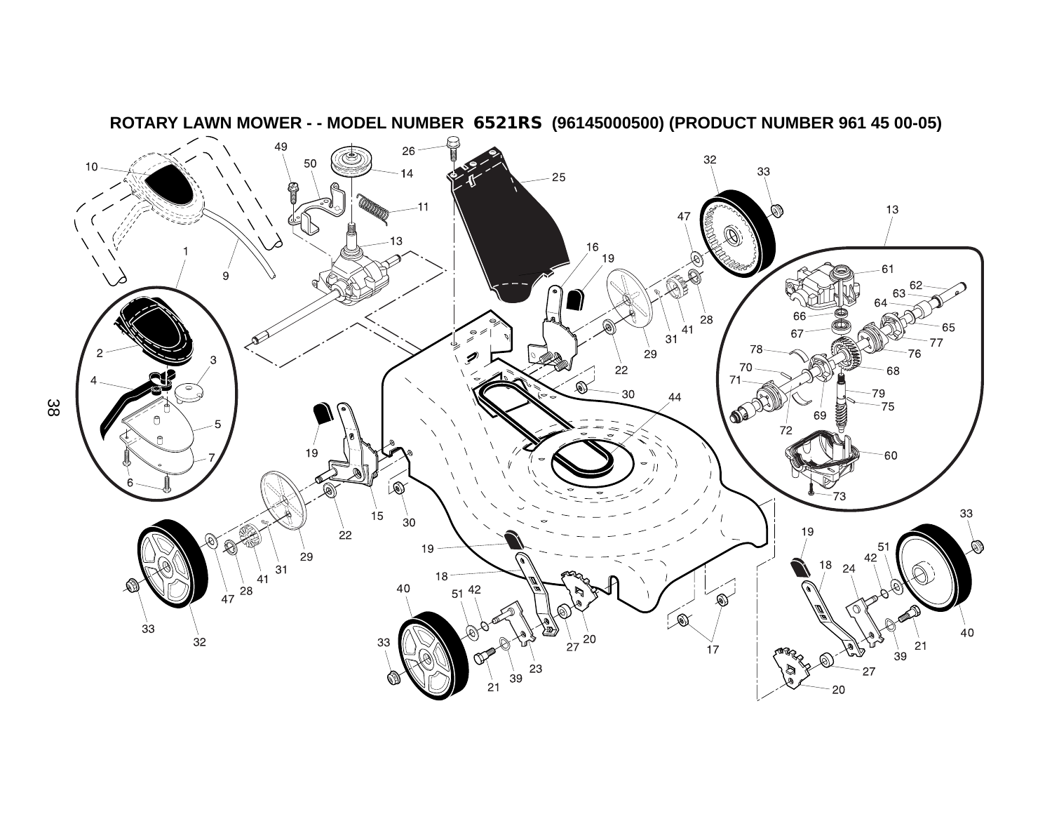## ROTARY LAWN MOWER - - MODEL NUMBER 6521RS (96145000500) (PRODUCT NUMBER 961 45 00-05)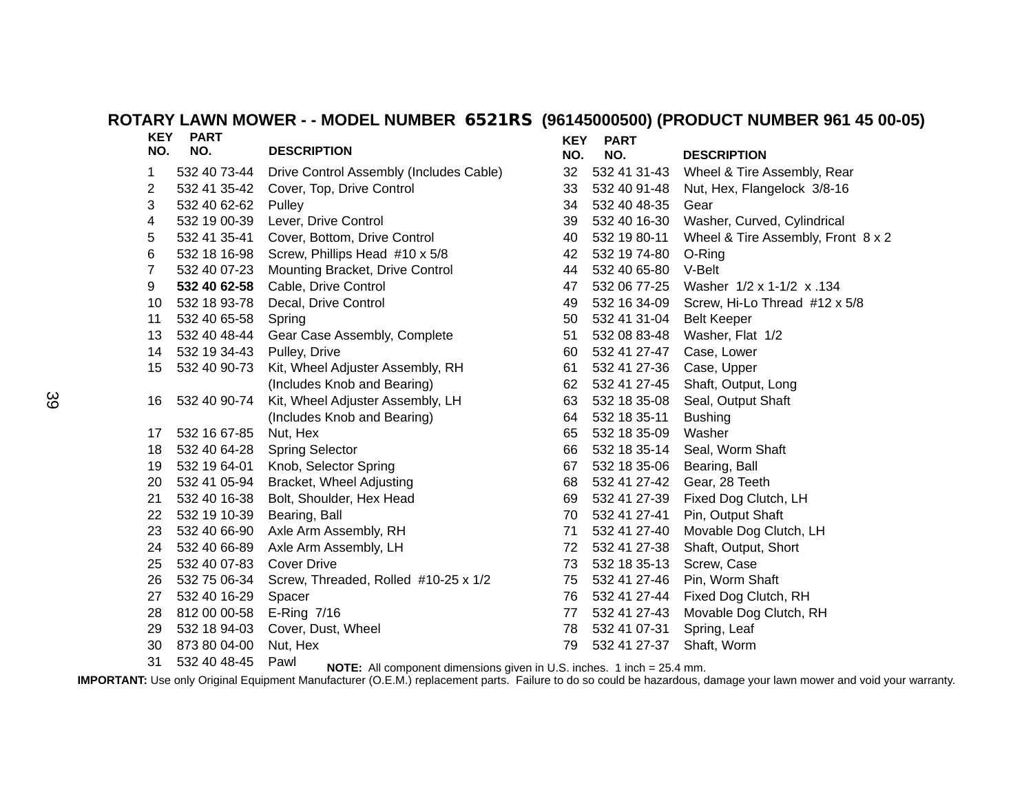## ROTARY LAWN MOWER - - MODEL NUMBER 6521RS (96145000500) (PRODUCT NUMBER 961 45 00-05)

| KEY NO. | PART NO. | DESCRIPTION |
|---|---|---|
| 1 | 532 40 73-44 | Drive Control Assembly (Includes Cable) |
| 2 | 532 41 35-42 | Cover, Top, Drive Control |
| 3 | 532 40 62-62 | Pulley |
| 4 | 532 19 00-39 | Lever, Drive Control |
| 5 | 532 41 35-41 | Cover, Bottom, Drive Control |
| 6 | 532 18 16-98 | Screw, Phillips Head #10 x 5/8 |
| 7 | 532 40 07-23 | Mounting Bracket, Drive Control |
| 9 | **532 40 62-58** | Cable, Drive Control |
| 10 | 532 18 93-78 | Decal, Drive Control |
| 11 | 532 40 65-58 | Spring |
| 13 | 532 40 48-44 | Gear Case Assembly, Complete |
| 14 | 532 19 34-43 | Pulley, Drive |
| 15 | 532 40 90-73 | Kit, Wheel Adjuster Assembly, RH (Includes Knob and Bearing) |
| 16 | 532 40 90-74 | Kit, Wheel Adjuster Assembly, LH (Includes Knob and Bearing) |
| 17 | 532 16 67-85 | Nut, Hex |
| 18 | 532 40 64-28 | Spring Selector |
| 19 | 532 19 64-01 | Knob, Selector Spring |
| 20 | 532 41 05-94 | Bracket, Wheel Adjusting |
| 21 | 532 40 16-38 | Bolt, Shoulder, Hex Head |
| 22 | 532 19 10-39 | Bearing, Ball |
| 23 | 532 40 66-90 | Axle Arm Assembly, RH |
| 24 | 532 40 66-89 | Axle Arm Assembly, LH |
| 25 | 532 40 07-83 | Cover Drive |
| 26 | 532 75 06-34 | Screw, Threaded, Rolled #10-25 x 1/2 |
| 27 | 532 40 16-29 | Spacer |
| 28 | 812 00 00-58 | E-Ring 7/16 |
| 29 | 532 18 94-03 | Cover, Dust, Wheel |
| 30 | 873 80 04-00 | Nut, Hex |
| 31 | 532 40 48-45 | Pawl |
| 32 | 532 41 31-43 | Wheel & Tire Assembly, Rear |
| 33 | 532 40 91-48 | Nut, Hex, Flangelock 3/8-16 |
| 34 | 532 40 48-35 | Gear |
| 39 | 532 40 16-30 | Washer, Curved, Cylindrical |
| 40 | 532 19 80-11 | Wheel & Tire Assembly, Front 8 x 2 |
| 42 | 532 19 74-80 | O-Ring |
| 44 | 532 40 65-80 | V-Belt |
| 47 | 532 06 77-25 | Washer 1/2 x 1-1/2 x .134 |
| 49 | 532 16 34-09 | Screw, Hi-Lo Thread #12 x 5/8 |
| 50 | 532 41 31-04 | Belt Keeper |
| 51 | 532 08 83-48 | Washer, Flat 1/2 |
| 60 | 532 41 27-47 | Case, Lower |
| 61 | 532 41 27-36 | Case, Upper |
| 62 | 532 41 27-45 | Shaft, Output, Long |
| 63 | 532 18 35-08 | Seal, Output Shaft |
| 64 | 532 18 35-11 | Bushing |
| 65 | 532 18 35-09 | Washer |
| 66 | 532 18 35-14 | Seal, Worm Shaft |
| 67 | 532 18 35-06 | Bearing, Ball |
| 68 | 532 41 27-42 | Gear, 28 Teeth |
| 69 | 532 41 27-39 | Fixed Dog Clutch, LH |
| 70 | 532 41 27-41 | Pin, Output Shaft |
| 71 | 532 41 27-40 | Movable Dog Clutch, LH |
| 72 | 532 41 27-38 | Shaft, Output, Short |
| 73 | 532 18 35-13 | Screw, Case |
| 75 | 532 41 27-46 | Pin, Worm Shaft |
| 76 | 532 41 27-44 | Fixed Dog Clutch, RH |
| 77 | 532 41 27-43 | Movable Dog Clutch, RH |
| 78 | 532 41 07-31 | Spring, Leaf |
| 79 | 532 41 27-37 | Shaft, Worm |

**NOTE:** All component dimensions given in U.S. inches. 1 inch = 25.4 mm.

**IMPORTANT:** Use only Original Equipment Manufacturer (O.E.M.) replacement parts. Failure to do so could be hazardous, damage your lawn mower and void your warranty.